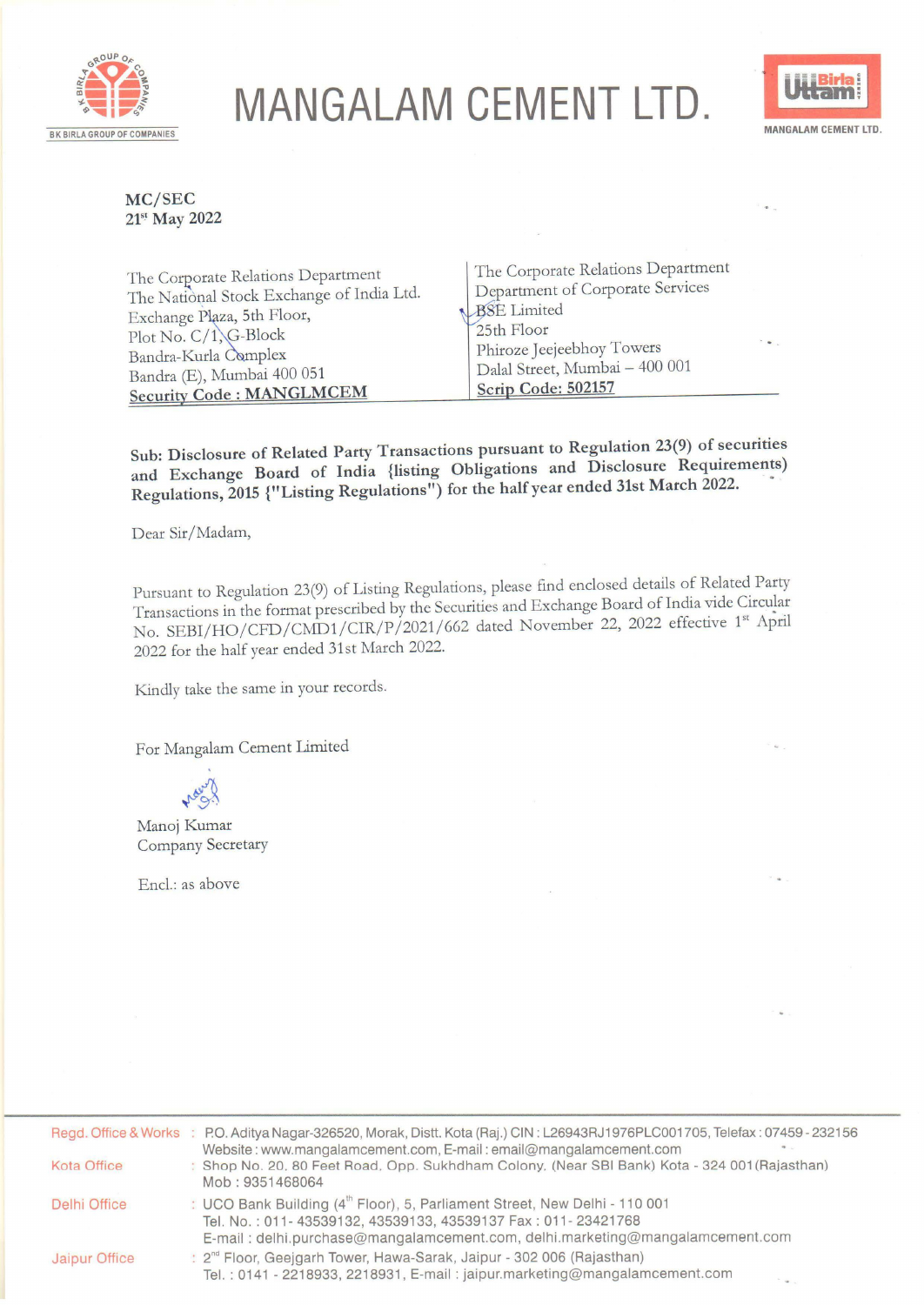# MANGALAM CEMENT LTD.

BK BIRLA GROUP OF COMPANIES

MANGALAM CEMENT LTD.

MC/SEC
21st May 2022

| The Corporate Relations Department<br>The National Stock Exchange of India Ltd.<br>Exchange Plaza, 5th Floor,<br>Plot No. C/1, G-Block<br>Bandra-Kurla Complex<br>Bandra (E), Mumbai 400 051<br>**Security Code : MANGLMCEM** | The Corporate Relations Department<br>Department of Corporate Services<br>BSE Limited<br>25th Floor<br>Phiroze Jeejeebhoy Towers<br>Dalal Street, Mumbai – 400 001<br>**Scrip Code: 502157** |
|---|---|

**Sub: Disclosure of Related Party Transactions pursuant to Regulation 23(9) of securities and Exchange Board of India {listing Obligations and Disclosure Requirements) Regulations, 2015 {"Listing Regulations") for the half year ended 31st March 2022.**

Dear Sir/Madam,

Pursuant to Regulation 23(9) of Listing Regulations, please find enclosed details of Related Party Transactions in the format prescribed by the Securities and Exchange Board of India vide Circular No. SEBI/HO/CFD/CMD1/CIR/P/2021/662 dated November 22, 2022 effective 1st April 2022 for the half year ended 31st March 2022.

Kindly take the same in your records.

For Mangalam Cement Limited

Manoj Kumar
Company Secretary

Encl.: as above

Regd. Office & Works : P.O. Aditya Nagar-326520, Morak, Distt. Kota (Raj.) CIN : L26943RJ1976PLC001705, Telefax : 07459 - 232156
Website : www.mangalamcement.com, E-mail : email@mangalamcement.com

Kota Office : Shop No. 20, 80 Feet Road, Opp. Sukhdham Colony, (Near SBI Bank) Kota - 324 001 (Rajasthan)
Mob : 9351468064

Delhi Office : UCO Bank Building (4th Floor), 5, Parliament Street, New Delhi - 110 001
Tel. No. : 011- 43539132, 43539133, 43539137 Fax : 011- 23421768
E-mail : delhi.purchase@mangalamcement.com, delhi.marketing@mangalamcement.com

Jaipur Office : 2nd Floor, Geejgarh Tower, Hawa-Sarak, Jaipur - 302 006 (Rajasthan)
Tel. : 0141 - 2218933, 2218931, E-mail : jaipur.marketing@mangalamcement.com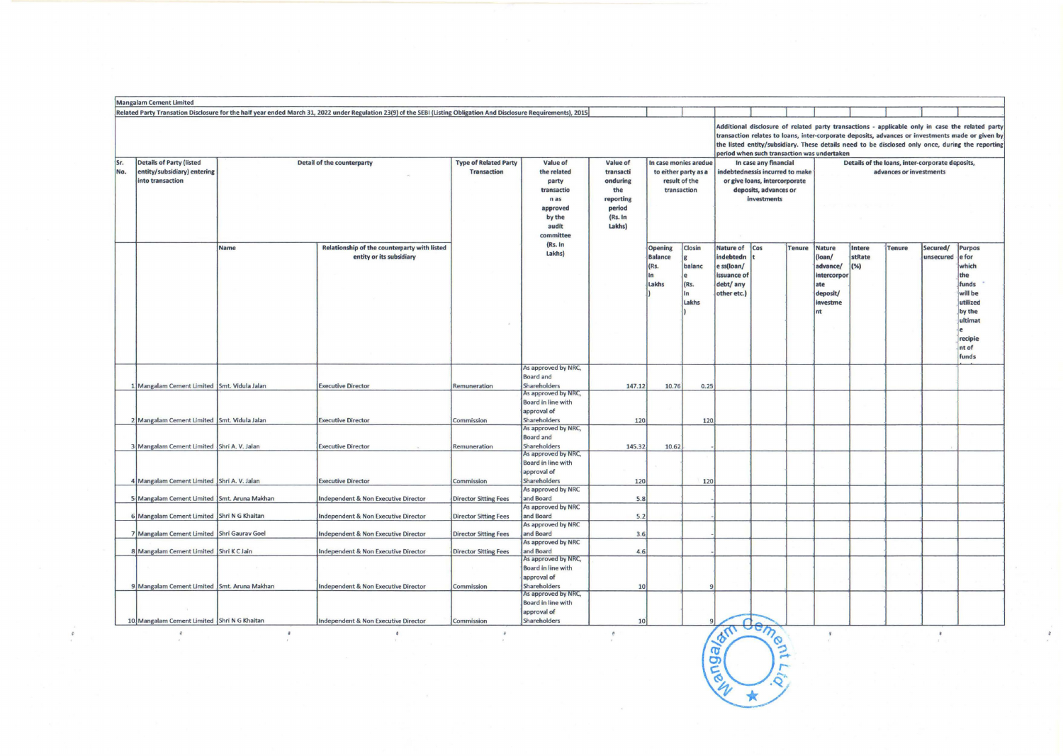Mangalam Cement Limited

Related Party Transation Disclosure for the half year ended March 31, 2022 under Regulation 23(9) of the SEBI (Listing Obligation And Disclosure Requirements), 2015

Additional disclosure of related party transactions - applicable only in case the related party transaction relates to loans, inter-corporate deposits, advances or investments made or given by the listed entity/subsidiary. These details need to be disclosed only once, during the reporting period when such transaction was undertaken

| Sr. No. | Details of Party (listed entity/subsidiary) entering into transaction | Detail of the counterparty | | Type of Related Party Transaction | Value of the related party transaction as approved by the audit committee (Rs. In Lakhs) | Value of transaction during the reporting period (Rs. In Lakhs) | In case monies are due to either party as a result of the transaction | | In case any financial indebtedness is incurred to make or give loans, intercorporate deposits, advances or investments | | | Details of the loans, inter-corporate deposits, advances or investments | | | | |
|---|---|---|---|---|---|---|---|---|---|---|---|---|---|---|---|---|
| | | Name | Relationship of the counterparty with listed entity or its subsidiary | | | | Opening Balance (Rs. In Lakhs) | Closing balance (Rs. In Lakhs) | Nature of indebtedness (loan/ issuance of debt/ any other etc.) | Cost | Tenure | Nature (loan/ advance/ intercorporate deposit/ investment | Interest Rate (%) | Tenure | Secured/ unsecured | Purpose for which the funds will be utilized by the ultimate recipient of funds |
| 1 | Mangalam Cement Limited | Smt. Vidula Jalan | Executive Director | Remuneration | As approved by NRC, Board and Shareholders | 147.12 | 10.76 | 0.25 | | | | | | | | |
| 2 | Mangalam Cement Limited | Smt. Vidula Jalan | Executive Director | Commission | As approved by NRC, Board in line with approval of Shareholders | 120 | | 120 | | | | | | | | |
| 3 | Mangalam Cement Limited | Shri A. V. Jalan | Executive Director | Remuneration | As approved by NRC, Board and Shareholders | 145.32 | 10.62 | - | | | | | | | | |
| 4 | Mangalam Cement Limited | Shri A. V. Jalan | Executive Director | Commission | As approved by NRC, Board in line with approval of Shareholders | 120 | | 120 | | | | | | | | |
| 5 | Mangalam Cement Limited | Smt. Aruna Makhan | Independent & Non Executive Director | Director Sitting Fees | As approved by NRC and Board | 5.8 | | - | | | | | | | | |
| 6 | Mangalam Cement Limited | Shri N G Khaitan | Independent & Non Executive Director | Director Sitting Fees | As approved by NRC and Board | 5.2 | | - | | | | | | | | |
| 7 | Mangalam Cement Limited | Shri Gaurav Goel | Independent & Non Executive Director | Director Sitting Fees | As approved by NRC and Board | 3.6 | | - | | | | | | | | |
| 8 | Mangalam Cement Limited | Shri K C Jain | Independent & Non Executive Director | Director Sitting Fees | As approved by NRC and Board | 4.6 | | - | | | | | | | | |
| 9 | Mangalam Cement Limited | Smt. Aruna Makhan | Independent & Non Executive Director | Commission | As approved by NRC, Board in line with approval of Shareholders | 10 | | 9 | | | | | | | | |
| 10 | Mangalam Cement Limited | Shri N G Khaitan | Independent & Non Executive Director | Commission | As approved by NRC, Board in line with approval of Shareholders | 10 | | 9 | | | | | | | | |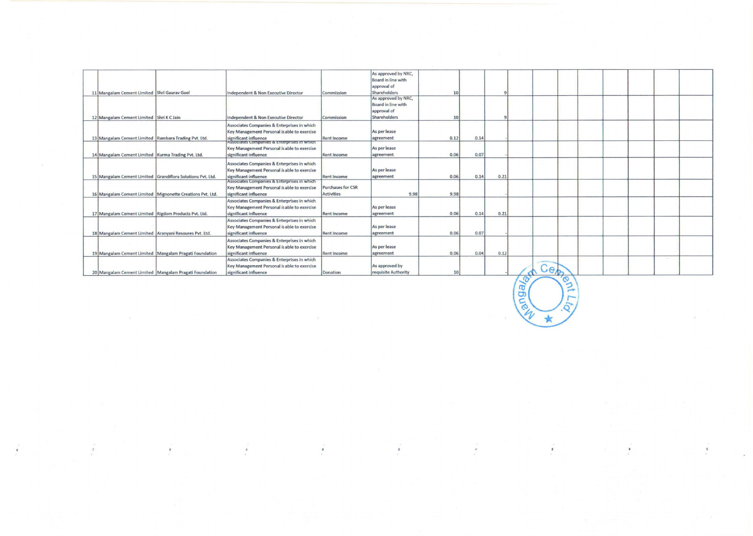| | | | | | | | | | | | | | | | | |
|---|---|---|---|---|---|---|---|---|---|---|---|---|---|---|---|---|
| 11 | Mangalam Cement Limited | Shri Gaurav Goel | Independent & Non Executive Director | Commission | As approved by NRC, Board in line with approval of Shareholders | 10 | | 9 | | | | | | | | |
| 12 | Mangalam Cement Limited | Shri K C Jain | Independent & Non Executive Director | Commission | As approved by NRC, Board in line with approval of Shareholders | 10 | | 9 | | | | | | | | |
| 13 | Mangalam Cement Limited | Rambara Trading Pvt. Ltd. | Associates Companies & Enterprises in which Key Management Personal is able to exercise significant influence | Rent Income | As per lease agreement | 0.12 | 0.14 | - | | | | | | | | |
| 14 | Mangalam Cement Limited | Kurma Trading Pvt. Ltd. | Associates Companies & Enterprises in which Key Management Personal is able to exercise significant influence | Rent Income | As per lease agreement | 0.06 | 0.07 | - | | | | | | | | |
| 15 | Mangalam Cement Limited | Grandiflora Solutions Pvt. Ltd. | Associates Companies & Enterprises in which Key Management Personal is able to exercise significant influence | Rent Income | As per lease agreement | 0.06 | 0.14 | 0.21 | | | | | | | | |
| 16 | Mangalam Cement Limited | Mignonette Creations Pvt. Ltd. | Associates Companies & Enterprises in which Key Management Personal is able to exercise significant influence | Purchases for CSR Activities | 9.98 | 9.98 | | - | | | | | | | | |
| 17 | Mangalam Cement Limited | Rigdom Products Pvt. Ltd. | Associates Companies & Enterprises in which Key Management Personal is able to exercise significant influence | Rent Income | As per lease agreement | 0.06 | 0.14 | 0.21 | | | | | | | | |
| 18 | Mangalam Cement Limited | Aranyani Resoures Pvt. Ltd. | Associates Companies & Enterprises in which Key Management Personal is able to exercise significant influence | Rent Income | As per lease agreement | 0.06 | 0.07 | - | | | | | | | | |
| 19 | Mangalam Cement Limited | Mangalam Pragati Foundation | Associates Companies & Enterprises in which Key Management Personal is able to exercise significant influence | Rent Income | As per lease agreement | 0.06 | 0.04 | 0.12 | | | | | | | | |
| 20 | Mangalam Cement Limited | Mangalam Pragati Foundation | Associates Companies & Enterprises in which Key Management Personal is able to exercise significant influence | Donation | As approved by requisite Authority | 10 | | - | | | | | | | | |

Mangalam Cement Ltd.